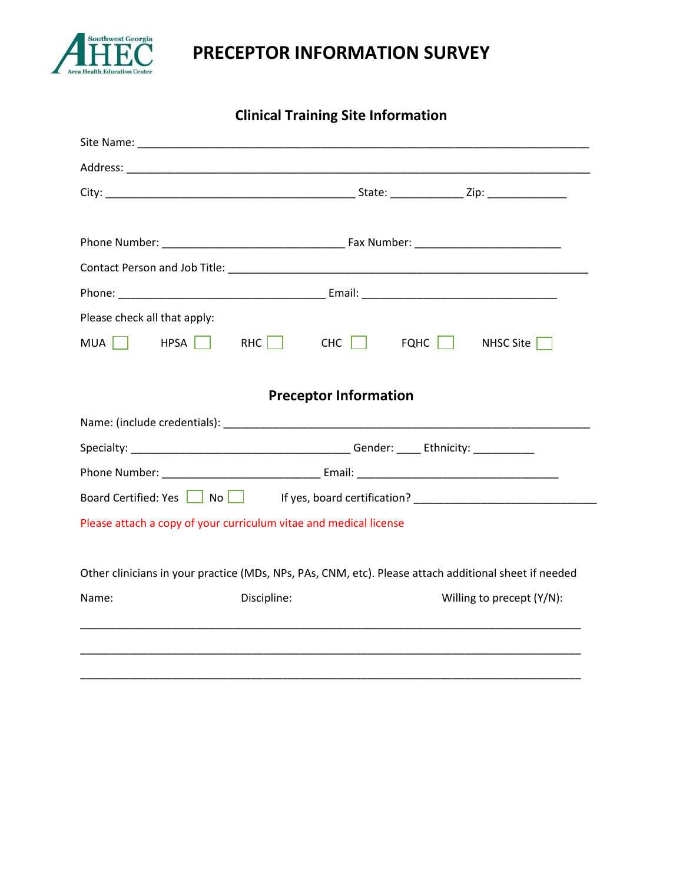Southwest Georgia AHEC Area Health Education Center

# PRECEPTOR INFORMATION SURVEY

## Clinical Training Site Information

Site Name: ______________________________________________________________________

Address: ________________________________________________________________________

City: ______________________________________ State: ___________ Zip: ____________

Phone Number: ____________________________ Fax Number: _______________________

Contact Person and Job Title: _____________________________________________________

Phone: _________________________________ Email: ______________________________

Please check all that apply:

MUA ☐ HPSA ☐ RHC ☐ CHC ☐ FQHC ☐ NHSC Site ☐

## Preceptor Information

Name: (include credentials): ______________________________________________________

Specialty: ___________________________________ Gender: ____ Ethnicity: __________

Phone Number: __________________________ Email: _________________________________

Board Certified: Yes ☐ No ☐ If yes, board certification? ______________________________

Please attach a copy of your curriculum vitae and medical license

Other clinicians in your practice (MDs, NPs, PAs, CNM, etc). Please attach additional sheet if needed

Name: Discipline: Willing to precept (Y/N):

_________________________________________________________________________________

_________________________________________________________________________________

_________________________________________________________________________________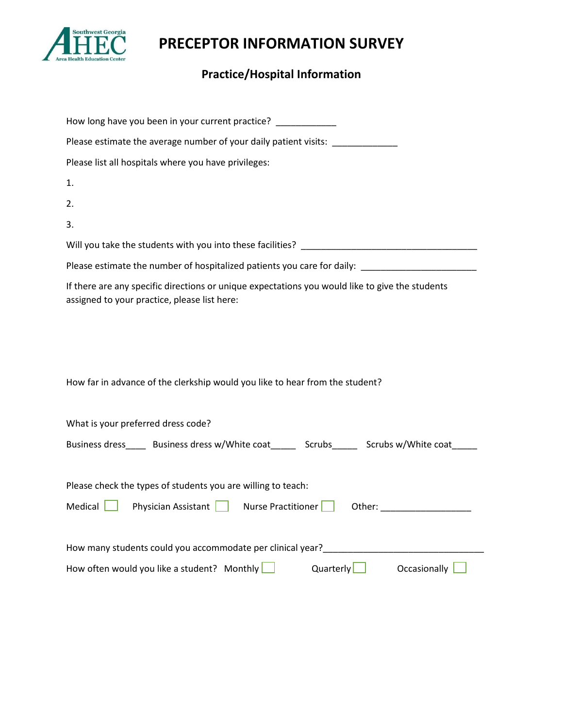Southwest Georgia AHEC Area Health Education Center

# PRECEPTOR INFORMATION SURVEY

## Practice/Hospital Information

How long have you been in your current practice? ____________

Please estimate the average number of your daily patient visits: _____________

Please list all hospitals where you have privileges:

1.

2.

3.

Will you take the students with you into these facilities? ____________________________________

Please estimate the number of hospitalized patients you care for daily: _______________________

If there are any specific directions or unique expectations you would like to give the students assigned to your practice, please list here:

How far in advance of the clerkship would you like to hear from the student?

What is your preferred dress code?

Business dress____ Business dress w/White coat_____ Scrubs_____ Scrubs w/White coat_____

Please check the types of students you are willing to teach:

Medical ☐ Physician Assistant ☐ Nurse Practitioner ☐ Other: __________________

How many students could you accommodate per clinical year?________________________________

How often would you like a student? Monthly ☐ Quarterly ☐ Occasionally ☐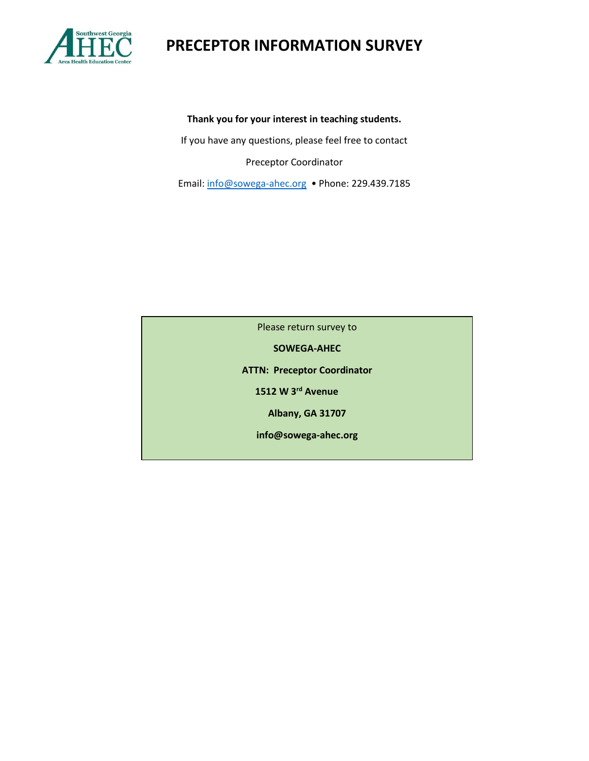# PRECEPTOR INFORMATION SURVEY

**Thank you for your interest in teaching students.**

If you have any questions, please feel free to contact

Preceptor Coordinator

Email: info@sowega-ahec.org • Phone: 229.439.7185

Please return survey to

**SOWEGA-AHEC**

**ATTN: Preceptor Coordinator**

**1512 W 3rd Avenue**

**Albany, GA 31707**

**info@sowega-ahec.org**